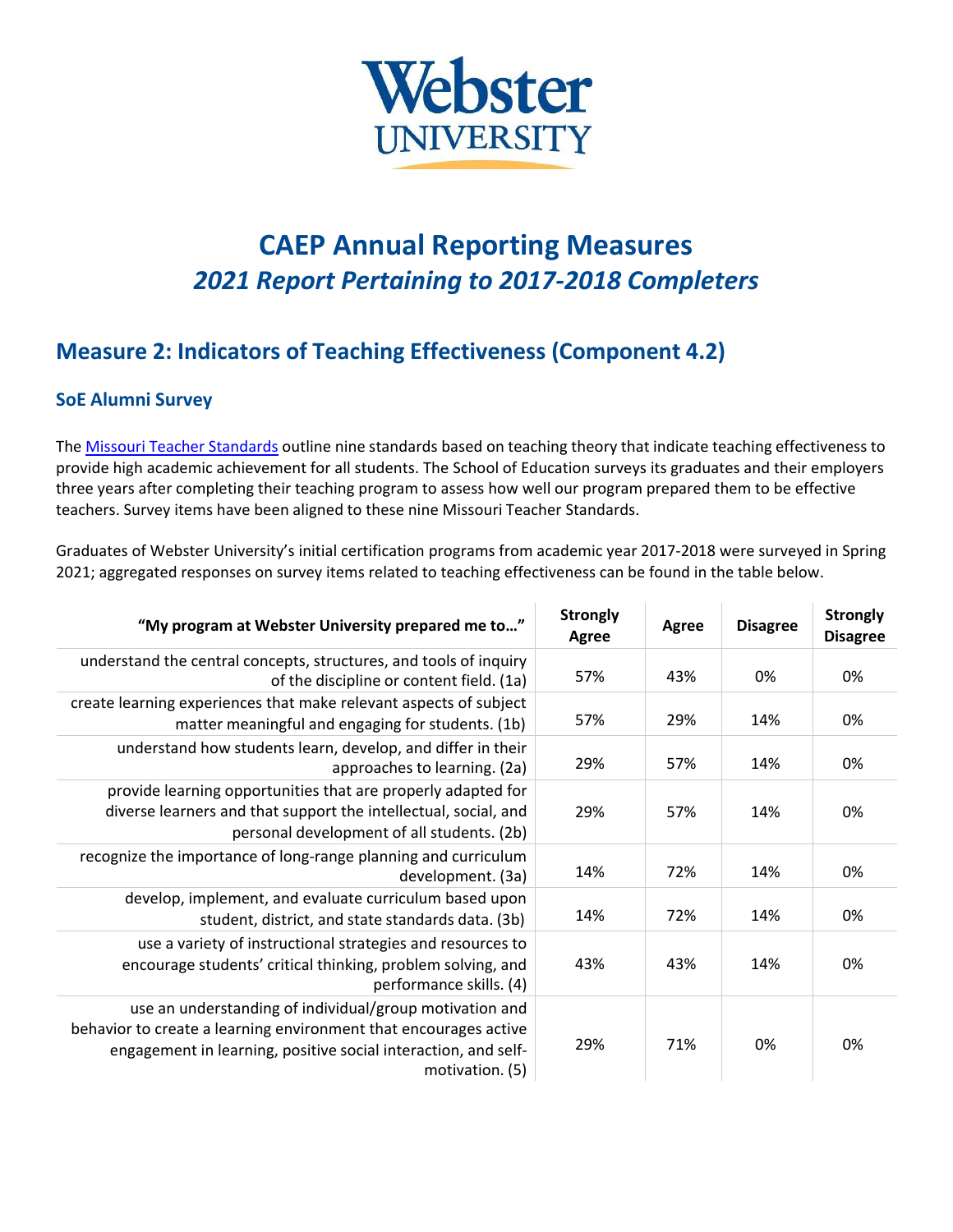Webster UNIVERSITY

# CAEP Annual Reporting Measures

## *2021 Report Pertaining to 2017-2018 Completers*

## Measure 2: Indicators of Teaching Effectiveness (Component 4.2)

### SoE Alumni Survey

The [Missouri Teacher Standards](Missouri Teacher Standards) outline nine standards based on teaching theory that indicate teaching effectiveness to provide high academic achievement for all students. The School of Education surveys its graduates and their employers three years after completing their teaching program to assess how well our program prepared them to be effective teachers. Survey items have been aligned to these nine Missouri Teacher Standards.

Graduates of Webster University's initial certification programs from academic year 2017-2018 were surveyed in Spring 2021; aggregated responses on survey items related to teaching effectiveness can be found in the table below.

| "My program at Webster University prepared me to…" | Strongly Agree | Agree | Disagree | Strongly Disagree |
|---|---|---|---|---|
| understand the central concepts, structures, and tools of inquiry of the discipline or content field. (1a) | 57% | 43% | 0% | 0% |
| create learning experiences that make relevant aspects of subject matter meaningful and engaging for students. (1b) | 57% | 29% | 14% | 0% |
| understand how students learn, develop, and differ in their approaches to learning. (2a) | 29% | 57% | 14% | 0% |
| provide learning opportunities that are properly adapted for diverse learners and that support the intellectual, social, and personal development of all students. (2b) | 29% | 57% | 14% | 0% |
| recognize the importance of long-range planning and curriculum development. (3a) | 14% | 72% | 14% | 0% |
| develop, implement, and evaluate curriculum based upon student, district, and state standards data. (3b) | 14% | 72% | 14% | 0% |
| use a variety of instructional strategies and resources to encourage students' critical thinking, problem solving, and performance skills. (4) | 43% | 43% | 14% | 0% |
| use an understanding of individual/group motivation and behavior to create a learning environment that encourages active engagement in learning, positive social interaction, and self-motivation. (5) | 29% | 71% | 0% | 0% |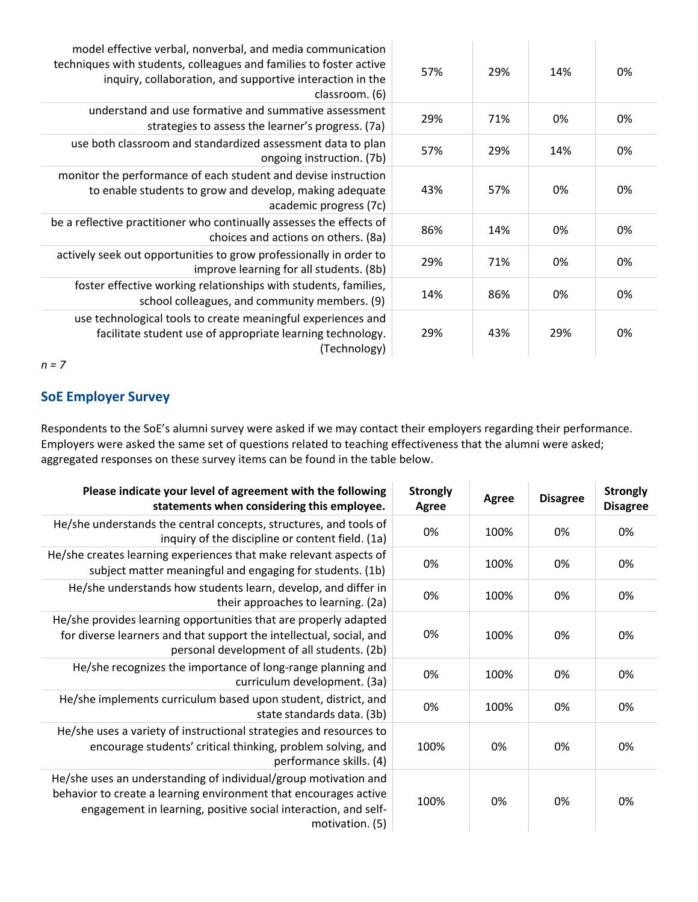| | | | | |
|---|---|---|---|---|
| model effective verbal, nonverbal, and media communication techniques with students, colleagues and families to foster active inquiry, collaboration, and supportive interaction in the classroom. (6) | 57% | 29% | 14% | 0% |
| understand and use formative and summative assessment strategies to assess the learner's progress. (7a) | 29% | 71% | 0% | 0% |
| use both classroom and standardized assessment data to plan ongoing instruction. (7b) | 57% | 29% | 14% | 0% |
| monitor the performance of each student and devise instruction to enable students to grow and develop, making adequate academic progress (7c) | 43% | 57% | 0% | 0% |
| be a reflective practitioner who continually assesses the effects of choices and actions on others. (8a) | 86% | 14% | 0% | 0% |
| actively seek out opportunities to grow professionally in order to improve learning for all students. (8b) | 29% | 71% | 0% | 0% |
| foster effective working relationships with students, families, school colleagues, and community members. (9) | 14% | 86% | 0% | 0% |
| use technological tools to create meaningful experiences and facilitate student use of appropriate learning technology. (Technology) | 29% | 43% | 29% | 0% |

*n = 7*

## SoE Employer Survey

Respondents to the SoE's alumni survey were asked if we may contact their employers regarding their performance. Employers were asked the same set of questions related to teaching effectiveness that the alumni were asked; aggregated responses on these survey items can be found in the table below.

| Please indicate your level of agreement with the following statements when considering this employee. | Strongly Agree | Agree | Disagree | Strongly Disagree |
|---|---|---|---|---|
| He/she understands the central concepts, structures, and tools of inquiry of the discipline or content field. (1a) | 0% | 100% | 0% | 0% |
| He/she creates learning experiences that make relevant aspects of subject matter meaningful and engaging for students. (1b) | 0% | 100% | 0% | 0% |
| He/she understands how students learn, develop, and differ in their approaches to learning. (2a) | 0% | 100% | 0% | 0% |
| He/she provides learning opportunities that are properly adapted for diverse learners and that support the intellectual, social, and personal development of all students. (2b) | 0% | 100% | 0% | 0% |
| He/she recognizes the importance of long-range planning and curriculum development. (3a) | 0% | 100% | 0% | 0% |
| He/she implements curriculum based upon student, district, and state standards data. (3b) | 0% | 100% | 0% | 0% |
| He/she uses a variety of instructional strategies and resources to encourage students' critical thinking, problem solving, and performance skills. (4) | 100% | 0% | 0% | 0% |
| He/she uses an understanding of individual/group motivation and behavior to create a learning environment that encourages active engagement in learning, positive social interaction, and self-motivation. (5) | 100% | 0% | 0% | 0% |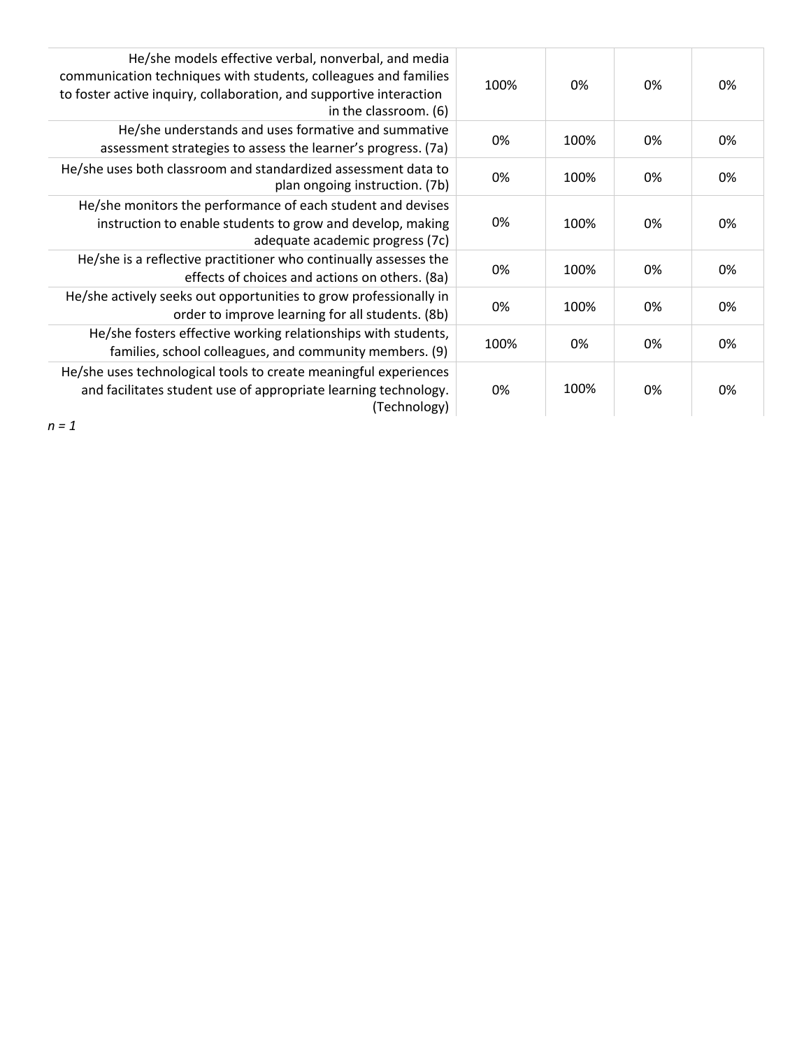| | | | | |
|---|---|---|---|---|
| He/she models effective verbal, nonverbal, and media communication techniques with students, colleagues and families to foster active inquiry, collaboration, and supportive interaction in the classroom. (6) | 100% | 0% | 0% | 0% |
| He/she understands and uses formative and summative assessment strategies to assess the learner's progress. (7a) | 0% | 100% | 0% | 0% |
| He/she uses both classroom and standardized assessment data to plan ongoing instruction. (7b) | 0% | 100% | 0% | 0% |
| He/she monitors the performance of each student and devises instruction to enable students to grow and develop, making adequate academic progress (7c) | 0% | 100% | 0% | 0% |
| He/she is a reflective practitioner who continually assesses the effects of choices and actions on others. (8a) | 0% | 100% | 0% | 0% |
| He/she actively seeks out opportunities to grow professionally in order to improve learning for all students. (8b) | 0% | 100% | 0% | 0% |
| He/she fosters effective working relationships with students, families, school colleagues, and community members. (9) | 100% | 0% | 0% | 0% |
| He/she uses technological tools to create meaningful experiences and facilitates student use of appropriate learning technology. (Technology) | 0% | 100% | 0% | 0% |

*n = 1*